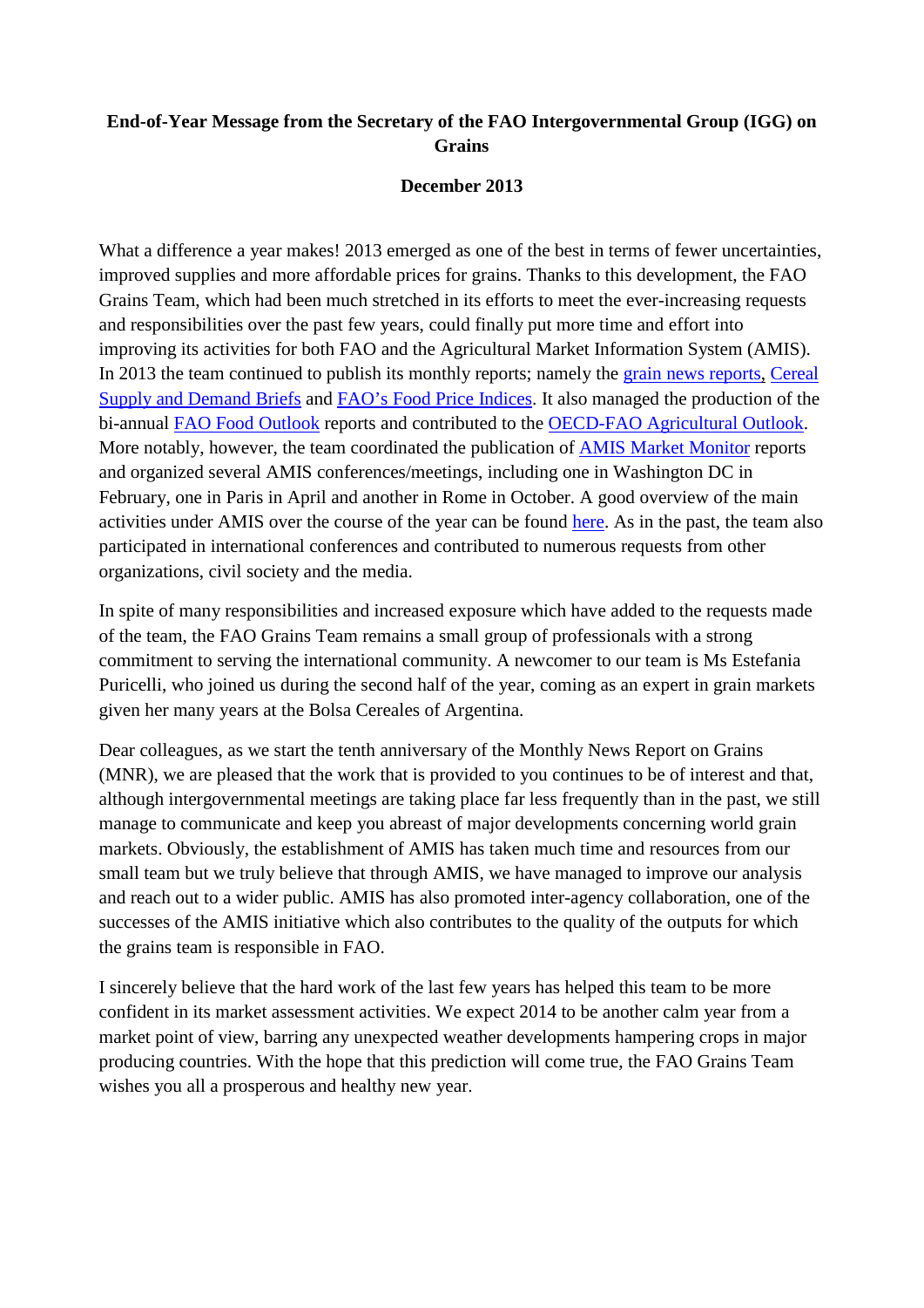**End-of-Year Message from the Secretary of the FAO Intergovernmental Group (IGG) on Grains**

**December 2013**

What a difference a year makes! 2013 emerged as one of the best in terms of fewer uncertainties, improved supplies and more affordable prices for grains. Thanks to this development, the FAO Grains Team, which had been much stretched in its efforts to meet the ever-increasing requests and responsibilities over the past few years, could finally put more time and effort into improving its activities for both FAO and the Agricultural Market Information System (AMIS). In 2013 the team continued to publish its monthly reports; namely the grain news reports, Cereal Supply and Demand Briefs and FAO's Food Price Indices. It also managed the production of the bi-annual FAO Food Outlook reports and contributed to the OECD-FAO Agricultural Outlook. More notably, however, the team coordinated the publication of AMIS Market Monitor reports and organized several AMIS conferences/meetings, including one in Washington DC in February, one in Paris in April and another in Rome in October. A good overview of the main activities under AMIS over the course of the year can be found here. As in the past, the team also participated in international conferences and contributed to numerous requests from other organizations, civil society and the media.

In spite of many responsibilities and increased exposure which have added to the requests made of the team, the FAO Grains Team remains a small group of professionals with a strong commitment to serving the international community. A newcomer to our team is Ms Estefania Puricelli, who joined us during the second half of the year, coming as an expert in grain markets given her many years at the Bolsa Cereales of Argentina.

Dear colleagues, as we start the tenth anniversary of the Monthly News Report on Grains (MNR), we are pleased that the work that is provided to you continues to be of interest and that, although intergovernmental meetings are taking place far less frequently than in the past, we still manage to communicate and keep you abreast of major developments concerning world grain markets. Obviously, the establishment of AMIS has taken much time and resources from our small team but we truly believe that through AMIS, we have managed to improve our analysis and reach out to a wider public. AMIS has also promoted inter-agency collaboration, one of the successes of the AMIS initiative which also contributes to the quality of the outputs for which the grains team is responsible in FAO.

I sincerely believe that the hard work of the last few years has helped this team to be more confident in its market assessment activities. We expect 2014 to be another calm year from a market point of view, barring any unexpected weather developments hampering crops in major producing countries. With the hope that this prediction will come true, the FAO Grains Team wishes you all a prosperous and healthy new year.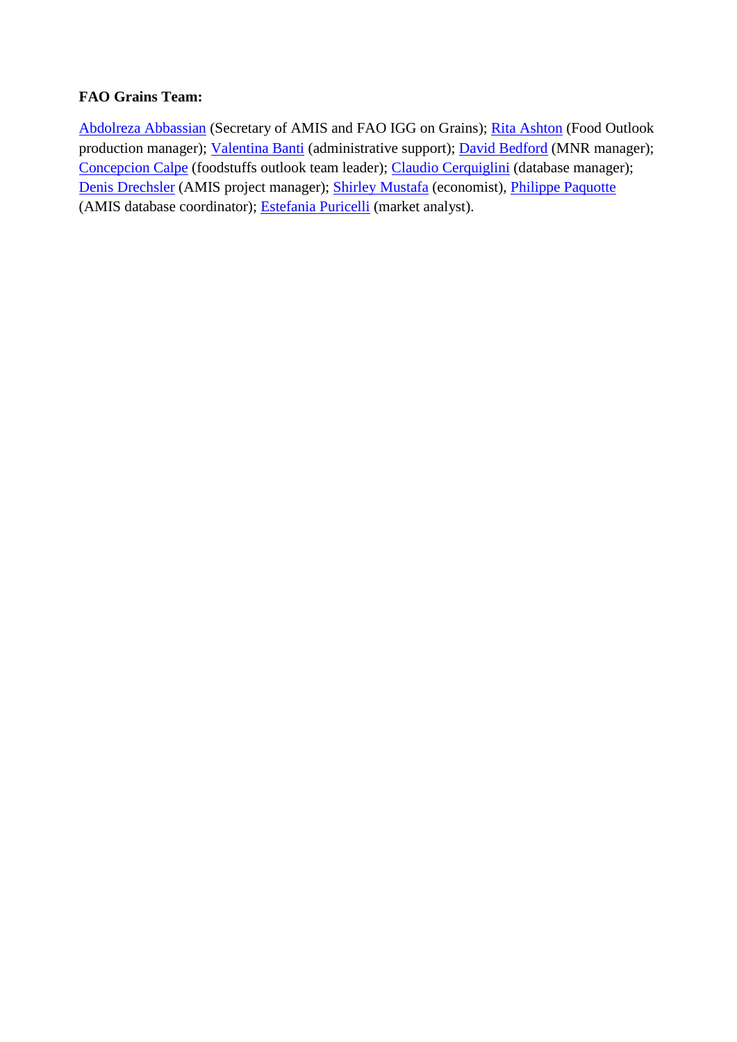**FAO Grains Team:**

Abdolreza Abbassian (Secretary of AMIS and FAO IGG on Grains); Rita Ashton (Food Outlook production manager); Valentina Banti (administrative support); David Bedford (MNR manager); Concepcion Calpe (foodstuffs outlook team leader); Claudio Cerquiglini (database manager); Denis Drechsler (AMIS project manager); Shirley Mustafa (economist), Philippe Paquotte (AMIS database coordinator); Estefania Puricelli (market analyst).